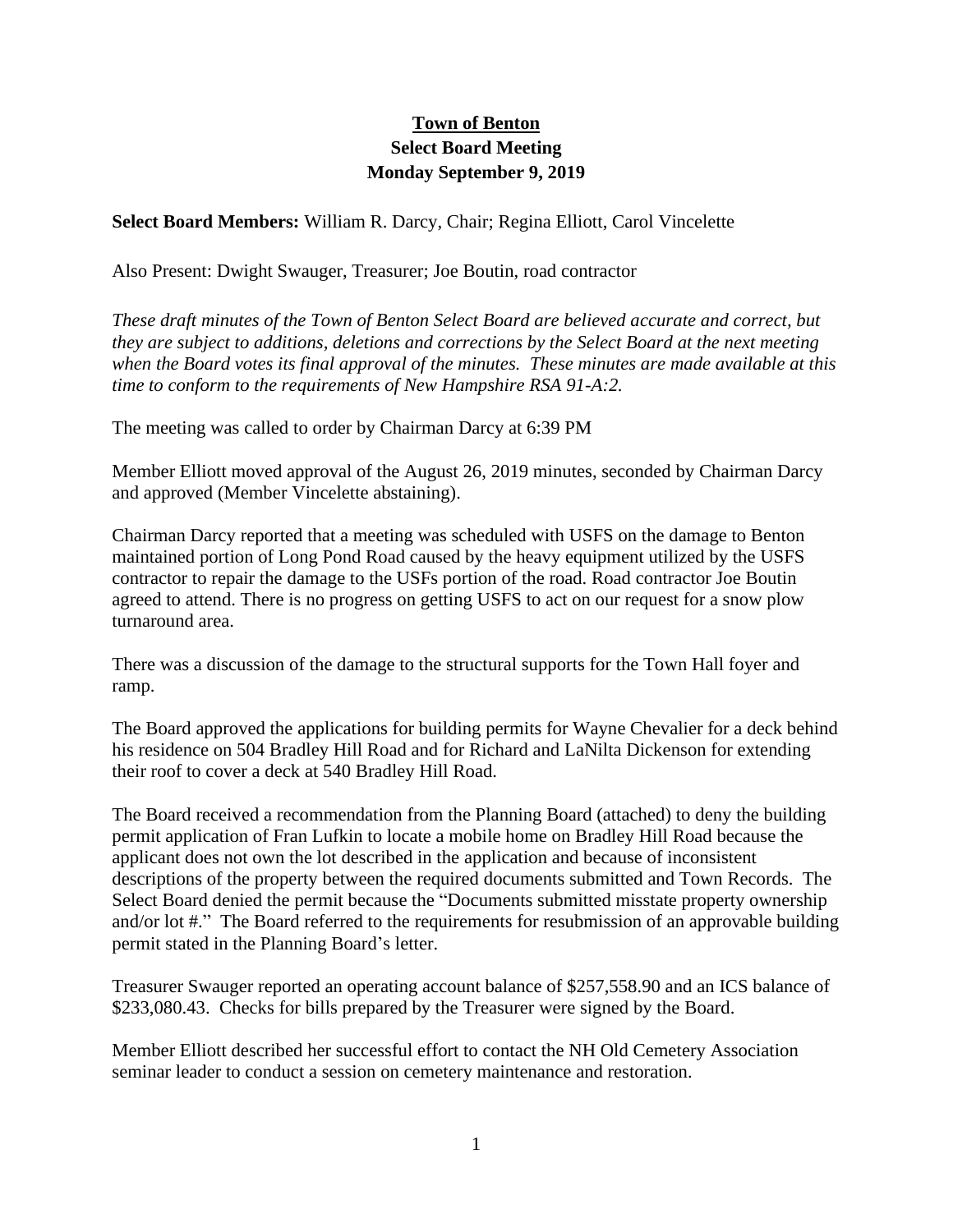# Town of Benton

## Select Board Meeting

## Monday September 9, 2019

**Select Board Members:** William R. Darcy, Chair; Regina Elliott, Carol Vincelette

Also Present: Dwight Swauger, Treasurer; Joe Boutin, road contractor

*These draft minutes of the Town of Benton Select Board are believed accurate and correct, but they are subject to additions, deletions and corrections by the Select Board at the next meeting when the Board votes its final approval of the minutes. These minutes are made available at this time to conform to the requirements of New Hampshire RSA 91-A:2.*

The meeting was called to order by Chairman Darcy at 6:39 PM

Member Elliott moved approval of the August 26, 2019 minutes, seconded by Chairman Darcy and approved (Member Vincelette abstaining).

Chairman Darcy reported that a meeting was scheduled with USFS on the damage to Benton maintained portion of Long Pond Road caused by the heavy equipment utilized by the USFS contractor to repair the damage to the USFs portion of the road. Road contractor Joe Boutin agreed to attend. There is no progress on getting USFS to act on our request for a snow plow turnaround area.

There was a discussion of the damage to the structural supports for the Town Hall foyer and ramp.

The Board approved the applications for building permits for Wayne Chevalier for a deck behind his residence on 504 Bradley Hill Road and for Richard and LaNilta Dickenson for extending their roof to cover a deck at 540 Bradley Hill Road.

The Board received a recommendation from the Planning Board (attached) to deny the building permit application of Fran Lufkin to locate a mobile home on Bradley Hill Road because the applicant does not own the lot described in the application and because of inconsistent descriptions of the property between the required documents submitted and Town Records. The Select Board denied the permit because the "Documents submitted misstate property ownership and/or lot #." The Board referred to the requirements for resubmission of an approvable building permit stated in the Planning Board's letter.

Treasurer Swauger reported an operating account balance of $257,558.90 and an ICS balance of $233,080.43. Checks for bills prepared by the Treasurer were signed by the Board.

Member Elliott described her successful effort to contact the NH Old Cemetery Association seminar leader to conduct a session on cemetery maintenance and restoration.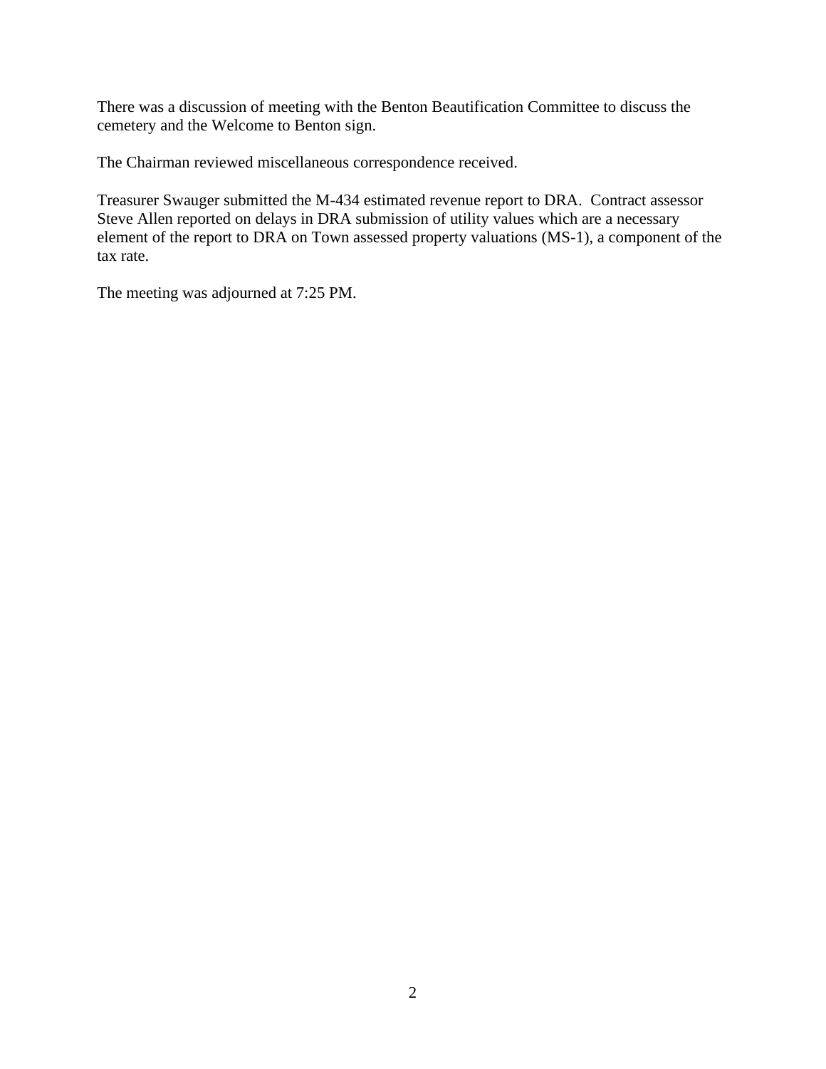There was a discussion of meeting with the Benton Beautification Committee to discuss the cemetery and the Welcome to Benton sign.

The Chairman reviewed miscellaneous correspondence received.

Treasurer Swauger submitted the M-434 estimated revenue report to DRA. Contract assessor Steve Allen reported on delays in DRA submission of utility values which are a necessary element of the report to DRA on Town assessed property valuations (MS-1), a component of the tax rate.

The meeting was adjourned at 7:25 PM.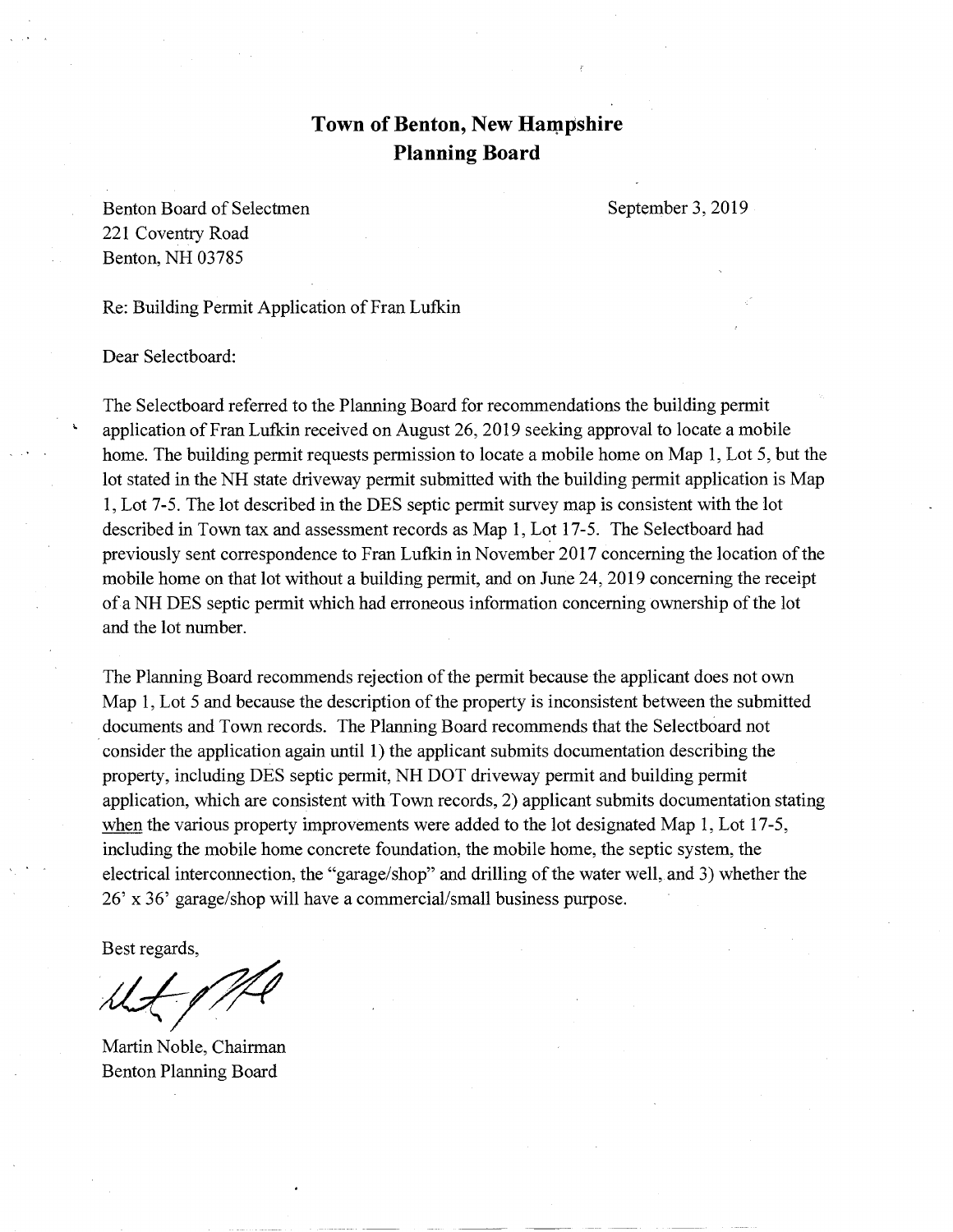# Town of Benton, New Hampshire
## Planning Board

Benton Board of Selectmen
221 Coventry Road
Benton, NH 03785

September 3, 2019

Re: Building Permit Application of Fran Lufkin

Dear Selectboard:

The Selectboard referred to the Planning Board for recommendations the building permit application of Fran Lufkin received on August 26, 2019 seeking approval to locate a mobile home. The building permit requests permission to locate a mobile home on Map 1, Lot 5, but the lot stated in the NH state driveway permit submitted with the building permit application is Map 1, Lot 7-5. The lot described in the DES septic permit survey map is consistent with the lot described in Town tax and assessment records as Map 1, Lot 17-5. The Selectboard had previously sent correspondence to Fran Lufkin in November 2017 concerning the location of the mobile home on that lot without a building permit, and on June 24, 2019 concerning the receipt of a NH DES septic permit which had erroneous information concerning ownership of the lot and the lot number.

The Planning Board recommends rejection of the permit because the applicant does not own Map 1, Lot 5 and because the description of the property is inconsistent between the submitted documents and Town records. The Planning Board recommends that the Selectboard not consider the application again until 1) the applicant submits documentation describing the property, including DES septic permit, NH DOT driveway permit and building permit application, which are consistent with Town records, 2) applicant submits documentation stating <u>when</u> the various property improvements were added to the lot designated Map 1, Lot 17-5, including the mobile home concrete foundation, the mobile home, the septic system, the electrical interconnection, the "garage/shop" and drilling of the water well, and 3) whether the 26' x 36' garage/shop will have a commercial/small business purpose.

Best regards,

Martin Noble, Chairman
Benton Planning Board